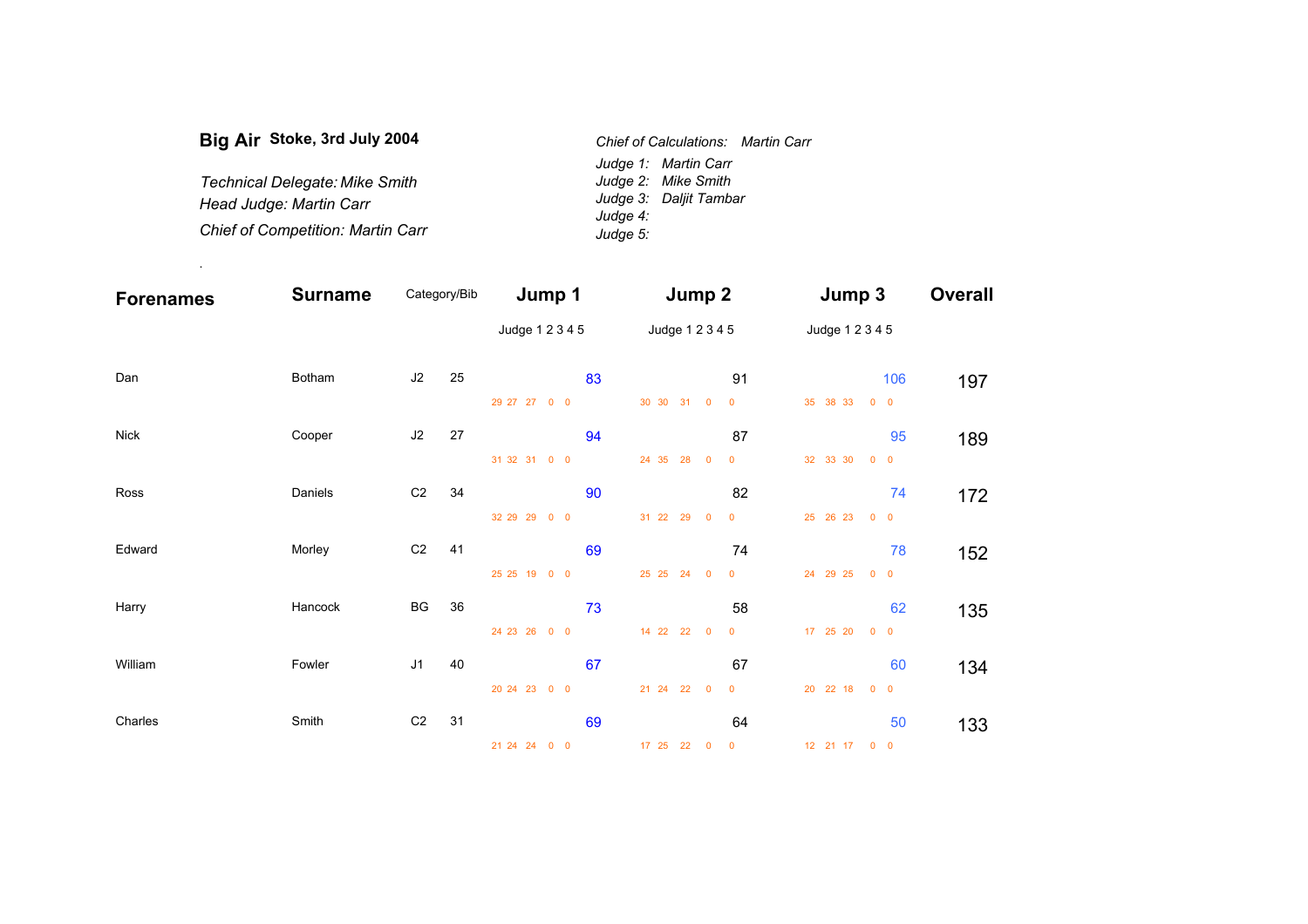**Big Air** **Stoke, 3rd July 2004**

*Technical Delegate: Mike Smith*
*Head Judge: Martin Carr*
*Chief of Competition: Martin Carr*

*Chief of Calculations: Martin Carr*
*Judge 1: Martin Carr*
*Judge 2: Mike Smith*
*Judge 3: Daljit Tambar*
*Judge 4:*
*Judge 5:*

| Forenames | Surname | Category/Bib | | Jump 1 | | Jump 2 | | Jump 3 | | Overall |
|---|---|---|---|---|---|---|---|---|---|---|
| | | | | Judge 1 2 3 4 5 | | Judge 1 2 3 4 5 | | Judge 1 2 3 4 5 | | |
| Dan | Botham | J2 | 25 | 29 27 27 0 0 | 83 | 30 30 31 0 0 | 91 | 35 38 33 0 0 | 106 | 197 |
| Nick | Cooper | J2 | 27 | 31 32 31 0 0 | 94 | 24 35 28 0 0 | 87 | 32 33 30 0 0 | 95 | 189 |
| Ross | Daniels | C2 | 34 | 32 29 29 0 0 | 90 | 31 22 29 0 0 | 82 | 25 26 23 0 0 | 74 | 172 |
| Edward | Morley | C2 | 41 | 25 25 19 0 0 | 69 | 25 25 24 0 0 | 74 | 24 29 25 0 0 | 78 | 152 |
| Harry | Hancock | BG | 36 | 24 23 26 0 0 | 73 | 14 22 22 0 0 | 58 | 17 25 20 0 0 | 62 | 135 |
| William | Fowler | J1 | 40 | 20 24 23 0 0 | 67 | 21 24 22 0 0 | 67 | 20 22 18 0 0 | 60 | 134 |
| Charles | Smith | C2 | 31 | 21 24 24 0 0 | 69 | 17 25 22 0 0 | 64 | 12 21 17 0 0 | 50 | 133 |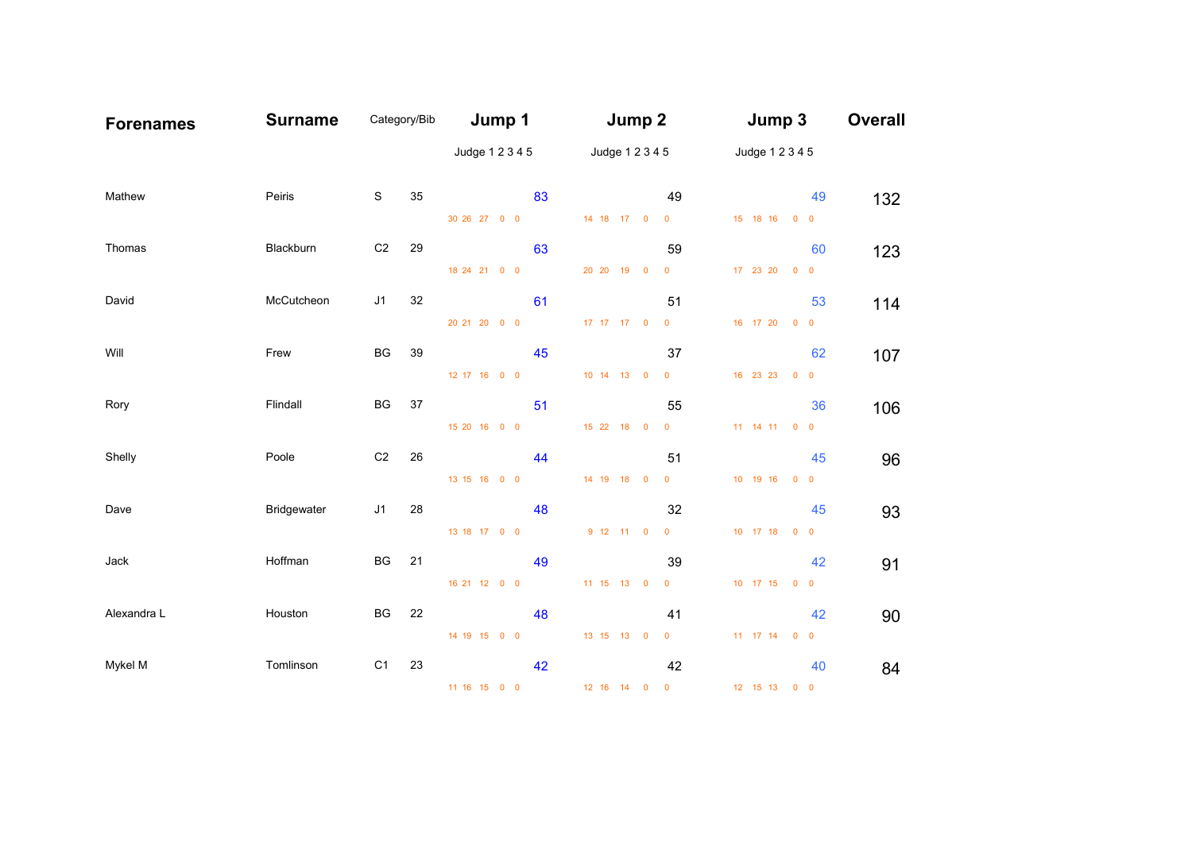| Forenames | Surname | Category/Bib | | Jump 1 | Jump 2 | Jump 3 | Overall |
|---|---|---|---|---|---|---|---|
| | | | | Judge 1 2 3 4 5 | Judge 1 2 3 4 5 | Judge 1 2 3 4 5 | |
| Mathew | Peiris | S | 35 | 83 | 49 | 49 | 132 |
| | | | | 30 26 27 0 0 | 14 18 17 0 0 | 15 18 16 0 0 | |
| Thomas | Blackburn | C2 | 29 | 63 | 59 | 60 | 123 |
| | | | | 18 24 21 0 0 | 20 20 19 0 0 | 17 23 20 0 0 | |
| David | McCutcheon | J1 | 32 | 61 | 51 | 53 | 114 |
| | | | | 20 21 20 0 0 | 17 17 17 0 0 | 16 17 20 0 0 | |
| Will | Frew | BG | 39 | 45 | 37 | 62 | 107 |
| | | | | 12 17 16 0 0 | 10 14 13 0 0 | 16 23 23 0 0 | |
| Rory | Flindall | BG | 37 | 51 | 55 | 36 | 106 |
| | | | | 15 20 16 0 0 | 15 22 18 0 0 | 11 14 11 0 0 | |
| Shelly | Poole | C2 | 26 | 44 | 51 | 45 | 96 |
| | | | | 13 15 16 0 0 | 14 19 18 0 0 | 10 19 16 0 0 | |
| Dave | Bridgewater | J1 | 28 | 48 | 32 | 45 | 93 |
| | | | | 13 18 17 0 0 | 9 12 11 0 0 | 10 17 18 0 0 | |
| Jack | Hoffman | BG | 21 | 49 | 39 | 42 | 91 |
| | | | | 16 21 12 0 0 | 11 15 13 0 0 | 10 17 15 0 0 | |
| Alexandra L | Houston | BG | 22 | 48 | 41 | 42 | 90 |
| | | | | 14 19 15 0 0 | 13 15 13 0 0 | 11 17 14 0 0 | |
| Mykel M | Tomlinson | C1 | 23 | 42 | 42 | 40 | 84 |
| | | | | 11 16 15 0 0 | 12 16 14 0 0 | 12 15 13 0 0 | |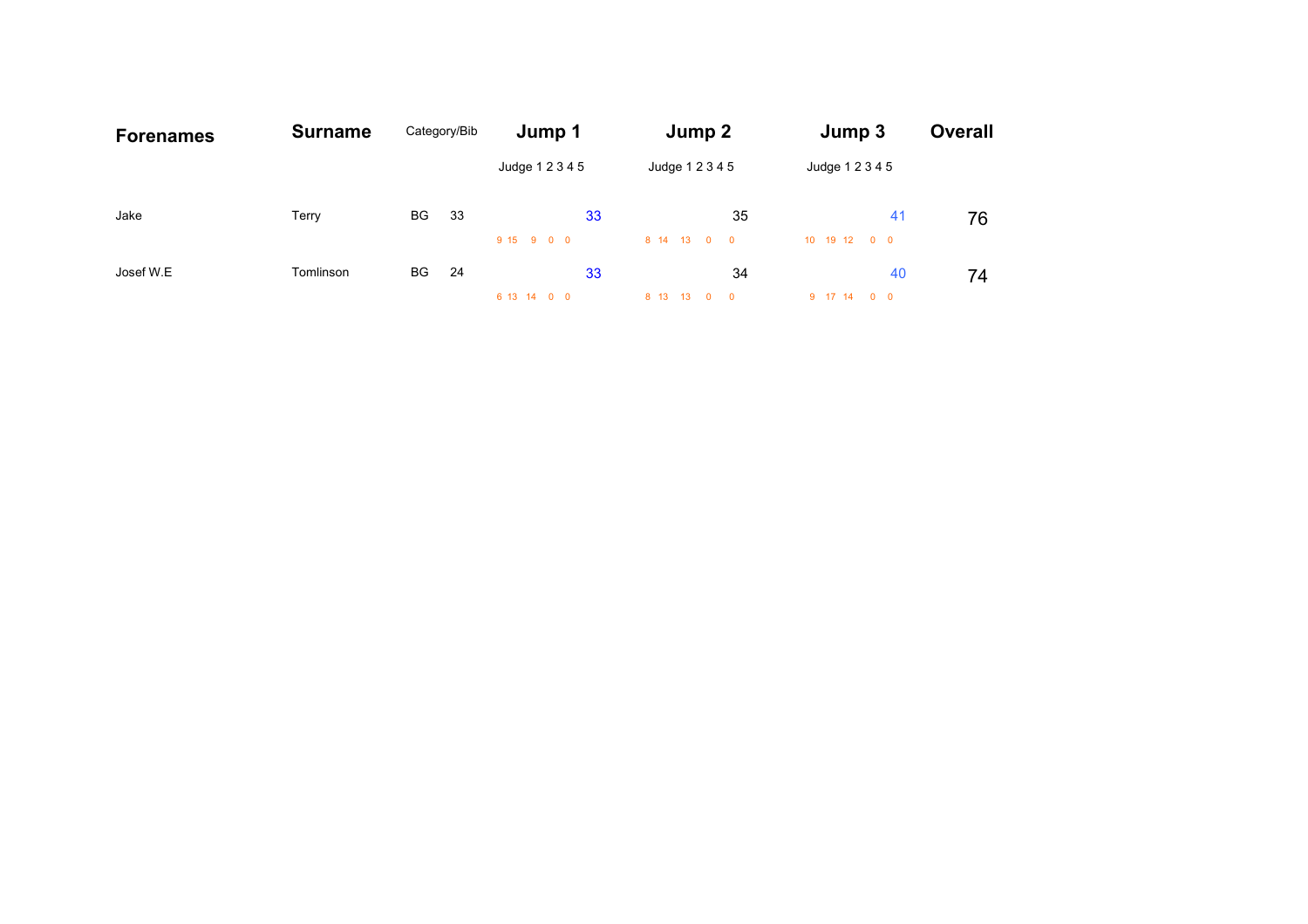| Forenames | Surname | Category/Bib | | Jump 1 | Jump 2 | Jump 3 | Overall |
|---|---|---|---|---|---|---|---|
| | | | | Judge 1 2 3 4 5 | Judge 1 2 3 4 5 | Judge 1 2 3 4 5 | |
| Jake | Terry | BG | 33 | 33 | 35 | 41 | 76 |
| | | | | 9 15 9 0 0 | 8 14 13 0 0 | 10 19 12 0 0 | |
| Josef W.E | Tomlinson | BG | 24 | 33 | 34 | 40 | 74 |
| | | | | 6 13 14 0 0 | 8 13 13 0 0 | 9 17 14 0 0 | |